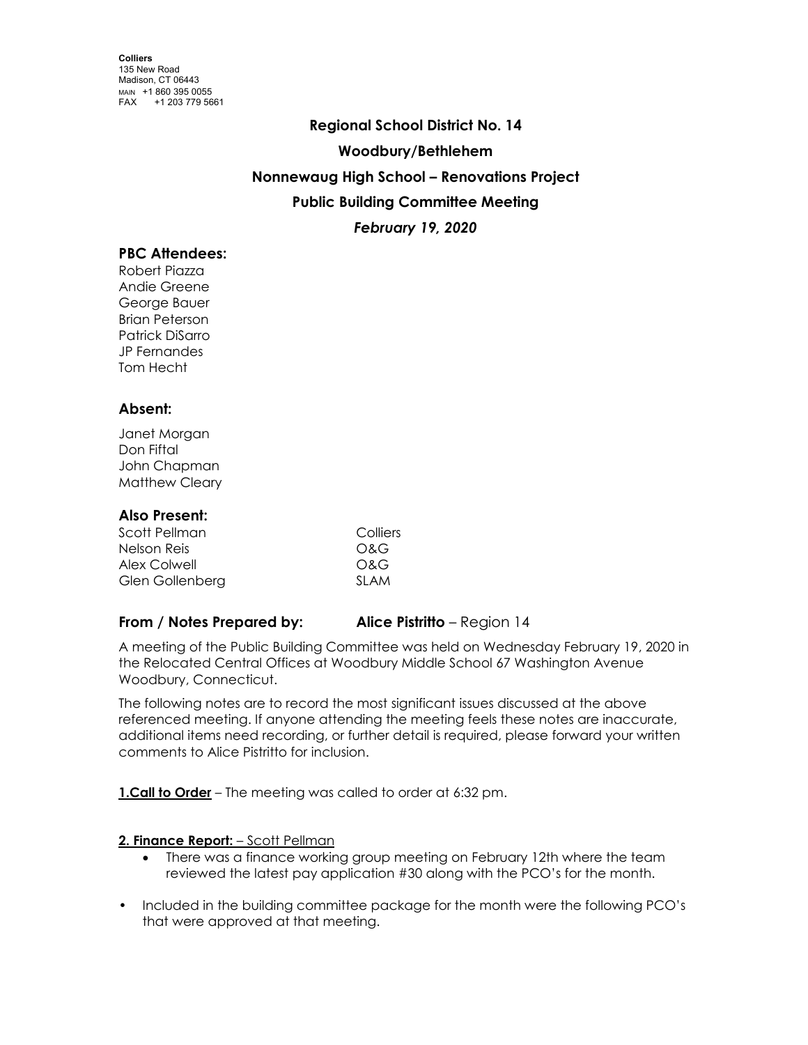**Colliers**
135 New Road
Madison, CT 06443
MAIN +1 860 395 0055
FAX +1 203 779 5661

## Regional School District No. 14

## Woodbury/Bethlehem

## Nonnewaug High School – Renovations Project

## Public Building Committee Meeting

### *February 19, 2020*

### PBC Attendees:

Robert Piazza
Andie Greene
George Bauer
Brian Peterson
Patrick DiSarro
JP Fernandes
Tom Hecht

### Absent:

Janet Morgan
Don Fiftal
John Chapman
Matthew Cleary

### Also Present:

| | |
|---|---|
| Scott Pellman | Colliers |
| Nelson Reis | O&G |
| Alex Colwell | O&G |
| Glen Gollenberg | SLAM |

**From / Notes Prepared by:** **Alice Pistritto** – Region 14

A meeting of the Public Building Committee was held on Wednesday February 19, 2020 in the Relocated Central Offices at Woodbury Middle School 67 Washington Avenue Woodbury, Connecticut.

The following notes are to record the most significant issues discussed at the above referenced meeting. If anyone attending the meeting feels these notes are inaccurate, additional items need recording, or further detail is required, please forward your written comments to Alice Pistritto for inclusion.

**1.Call to Order** – The meeting was called to order at 6:32 pm.

**2. Finance Report:** – Scott Pellman

- There was a finance working group meeting on February 12th where the team reviewed the latest pay application #30 along with the PCO's for the month.

- Included in the building committee package for the month were the following PCO's that were approved at that meeting.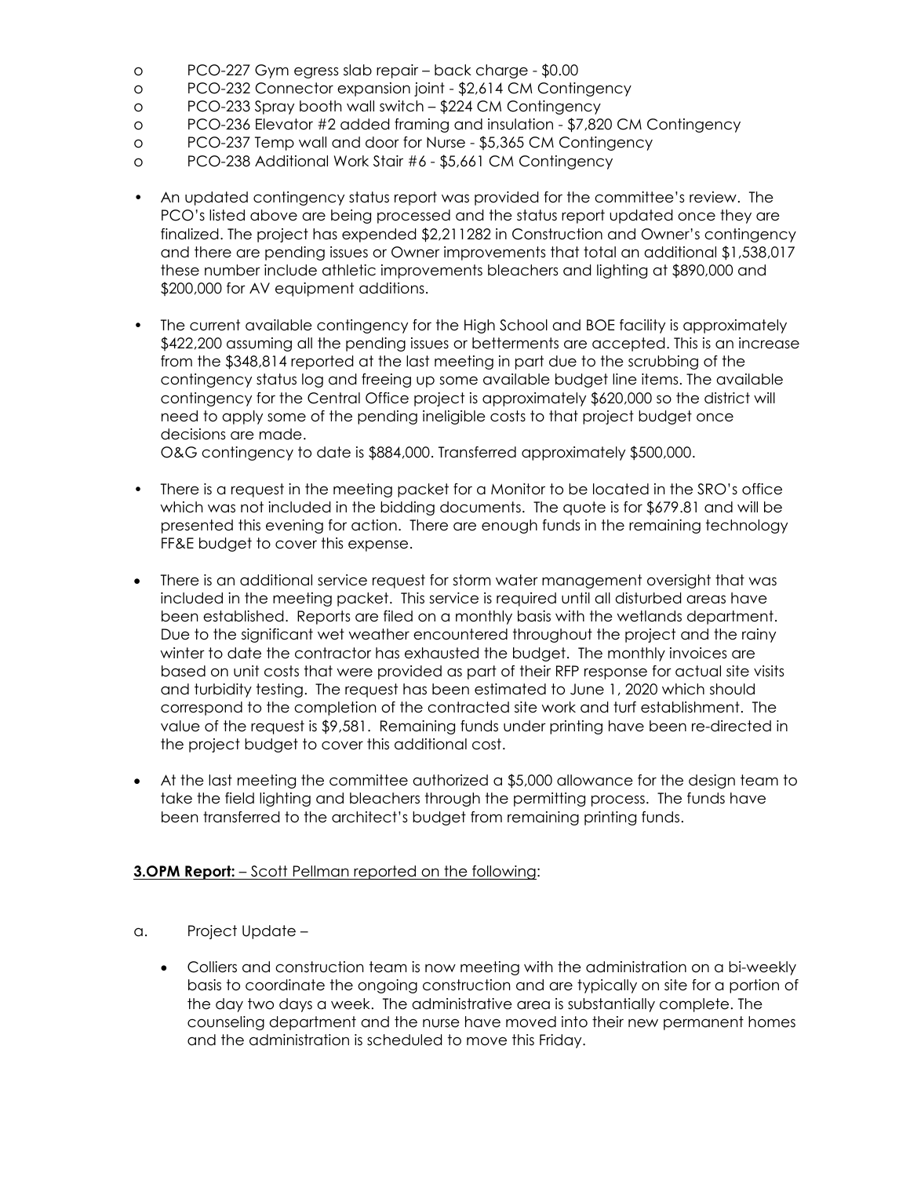- PCO-227 Gym egress slab repair – back charge - $0.00
- PCO-232 Connector expansion joint - $2,614 CM Contingency
- PCO-233 Spray booth wall switch – $224 CM Contingency
- PCO-236 Elevator #2 added framing and insulation - $7,820 CM Contingency
- PCO-237 Temp wall and door for Nurse - $5,365 CM Contingency
- PCO-238 Additional Work Stair #6 - $5,661 CM Contingency

- An updated contingency status report was provided for the committee's review. The PCO's listed above are being processed and the status report updated once they are finalized. The project has expended $2,211282 in Construction and Owner's contingency and there are pending issues or Owner improvements that total an additional $1,538,017 these number include athletic improvements bleachers and lighting at $890,000 and $200,000 for AV equipment additions.

- The current available contingency for the High School and BOE facility is approximately $422,200 assuming all the pending issues or betterments are accepted. This is an increase from the $348,814 reported at the last meeting in part due to the scrubbing of the contingency status log and freeing up some available budget line items. The available contingency for the Central Office project is approximately $620,000 so the district will need to apply some of the pending ineligible costs to that project budget once decisions are made.
  O&G contingency to date is $884,000. Transferred approximately $500,000.

- There is a request in the meeting packet for a Monitor to be located in the SRO's office which was not included in the bidding documents. The quote is for $679.81 and will be presented this evening for action. There are enough funds in the remaining technology FF&E budget to cover this expense.

- There is an additional service request for storm water management oversight that was included in the meeting packet. This service is required until all disturbed areas have been established. Reports are filed on a monthly basis with the wetlands department. Due to the significant wet weather encountered throughout the project and the rainy winter to date the contractor has exhausted the budget. The monthly invoices are based on unit costs that were provided as part of their RFP response for actual site visits and turbidity testing. The request has been estimated to June 1, 2020 which should correspond to the completion of the contracted site work and turf establishment. The value of the request is $9,581. Remaining funds under printing have been re-directed in the project budget to cover this additional cost.

- At the last meeting the committee authorized a $5,000 allowance for the design team to take the field lighting and bleachers through the permitting process. The funds have been transferred to the architect's budget from remaining printing funds.

**3.OPM Report:** – Scott Pellman reported on the following:

a. Project Update –

- Colliers and construction team is now meeting with the administration on a bi-weekly basis to coordinate the ongoing construction and are typically on site for a portion of the day two days a week. The administrative area is substantially complete. The counseling department and the nurse have moved into their new permanent homes and the administration is scheduled to move this Friday.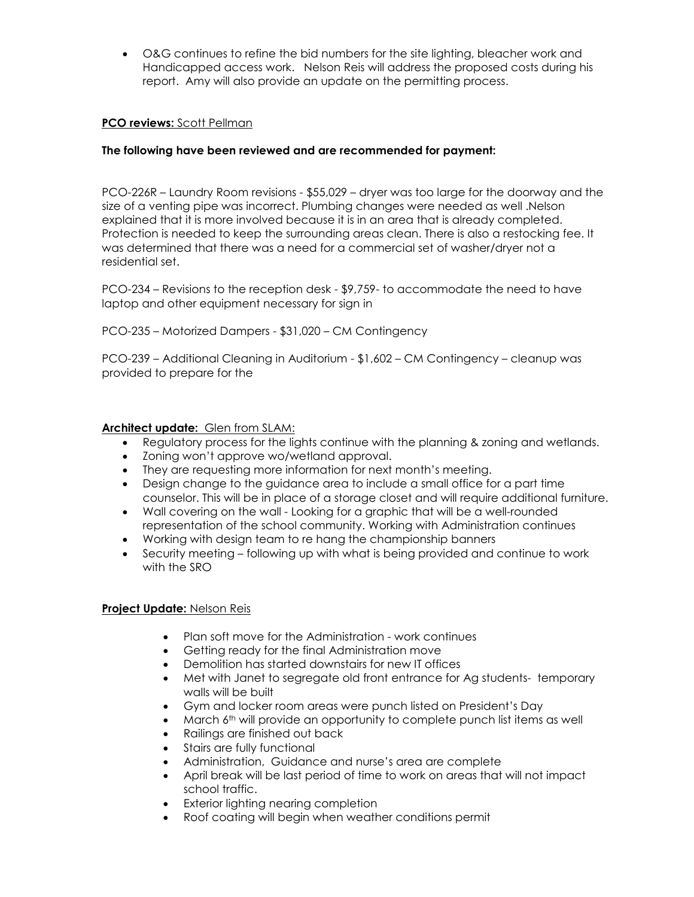- O&G continues to refine the bid numbers for the site lighting, bleacher work and Handicapped access work. Nelson Reis will address the proposed costs during his report. Amy will also provide an update on the permitting process.

**PCO reviews:** Scott Pellman

**The following have been reviewed and are recommended for payment:**

PCO-226R – Laundry Room revisions - $55,029 – dryer was too large for the doorway and the size of a venting pipe was incorrect. Plumbing changes were needed as well .Nelson explained that it is more involved because it is in an area that is already completed. Protection is needed to keep the surrounding areas clean. There is also a restocking fee. It was determined that there was a need for a commercial set of washer/dryer not a residential set.

PCO-234 – Revisions to the reception desk - $9,759- to accommodate the need to have laptop and other equipment necessary for sign in

PCO-235 – Motorized Dampers - $31,020 – CM Contingency

PCO-239 – Additional Cleaning in Auditorium - $1,602 – CM Contingency – cleanup was provided to prepare for the

**Architect update:** Glen from SLAM:

- Regulatory process for the lights continue with the planning & zoning and wetlands.
- Zoning won't approve wo/wetland approval.
- They are requesting more information for next month's meeting.
- Design change to the guidance area to include a small office for a part time counselor. This will be in place of a storage closet and will require additional furniture.
- Wall covering on the wall - Looking for a graphic that will be a well-rounded representation of the school community. Working with Administration continues
- Working with design team to re hang the championship banners
- Security meeting – following up with what is being provided and continue to work with the SRO

**Project Update:** Nelson Reis

- Plan soft move for the Administration - work continues
- Getting ready for the final Administration move
- Demolition has started downstairs for new IT offices
- Met with Janet to segregate old front entrance for Ag students- temporary walls will be built
- Gym and locker room areas were punch listed on President's Day
- March 6th will provide an opportunity to complete punch list items as well
- Railings are finished out back
- Stairs are fully functional
- Administration, Guidance and nurse's area are complete
- April break will be last period of time to work on areas that will not impact school traffic.
- Exterior lighting nearing completion
- Roof coating will begin when weather conditions permit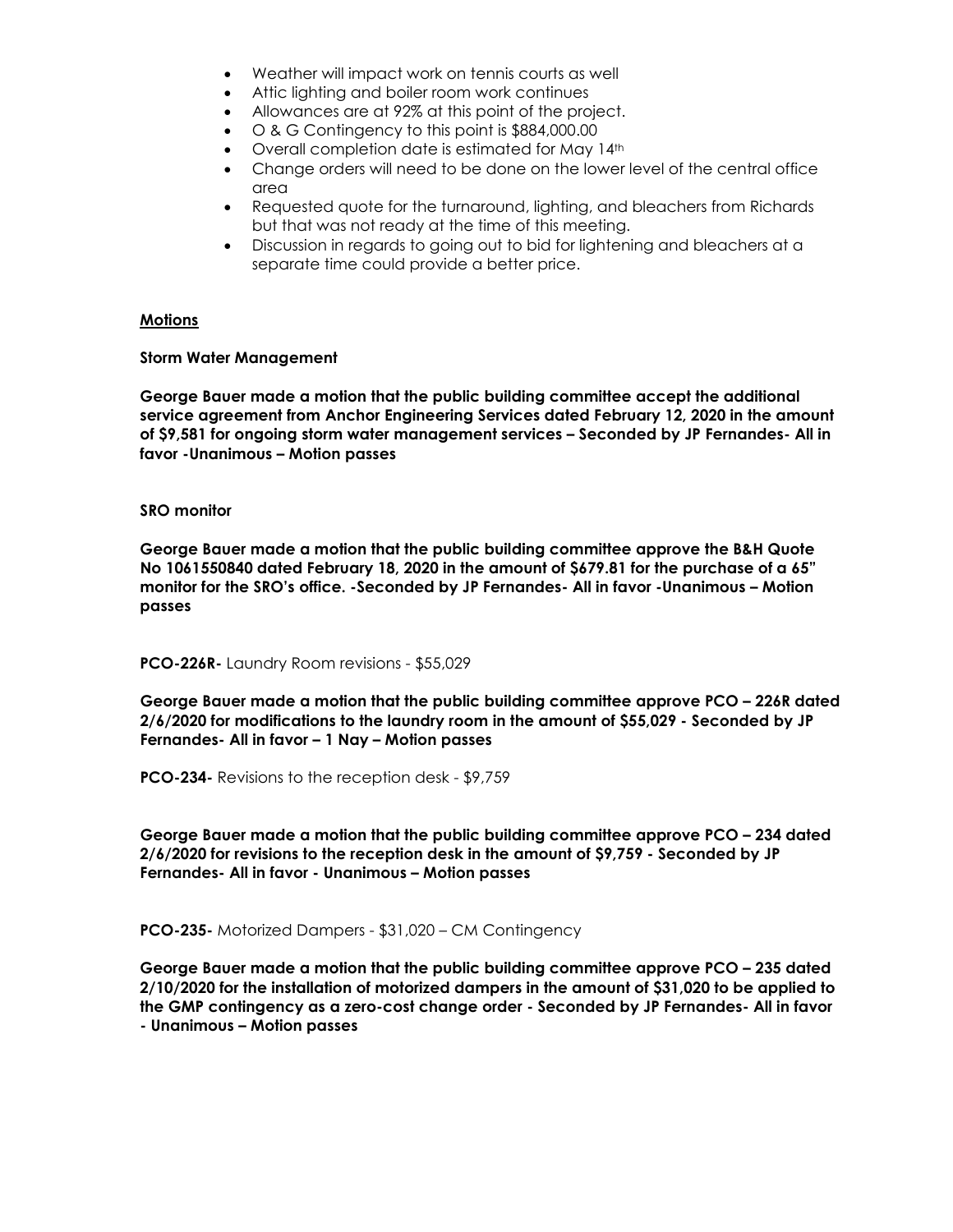- Weather will impact work on tennis courts as well
- Attic lighting and boiler room work continues
- Allowances are at 92% at this point of the project.
- O & G Contingency to this point is $884,000.00
- Overall completion date is estimated for May 14th
- Change orders will need to be done on the lower level of the central office area
- Requested quote for the turnaround, lighting, and bleachers from Richards but that was not ready at the time of this meeting.
- Discussion in regards to going out to bid for lightening and bleachers at a separate time could provide a better price.

**Motions**

**Storm Water Management**

**George Bauer made a motion that the public building committee accept the additional service agreement from Anchor Engineering Services dated February 12, 2020 in the amount of $9,581 for ongoing storm water management services – Seconded by JP Fernandes- All in favor -Unanimous – Motion passes**

**SRO monitor**

**George Bauer made a motion that the public building committee approve the B&H Quote No 1061550840 dated February 18, 2020 in the amount of $679.81 for the purchase of a 65" monitor for the SRO's office. -Seconded by JP Fernandes- All in favor -Unanimous – Motion passes**

**PCO-226R-** Laundry Room revisions - $55,029

**George Bauer made a motion that the public building committee approve PCO – 226R dated 2/6/2020 for modifications to the laundry room in the amount of $55,029 - Seconded by JP Fernandes- All in favor – 1 Nay – Motion passes**

**PCO-234-** Revisions to the reception desk - $9,759

**George Bauer made a motion that the public building committee approve PCO – 234 dated 2/6/2020 for revisions to the reception desk in the amount of $9,759 - Seconded by JP Fernandes- All in favor - Unanimous – Motion passes**

**PCO-235-** Motorized Dampers - $31,020 – CM Contingency

**George Bauer made a motion that the public building committee approve PCO – 235 dated 2/10/2020 for the installation of motorized dampers in the amount of $31,020 to be applied to the GMP contingency as a zero-cost change order - Seconded by JP Fernandes- All in favor - Unanimous – Motion passes**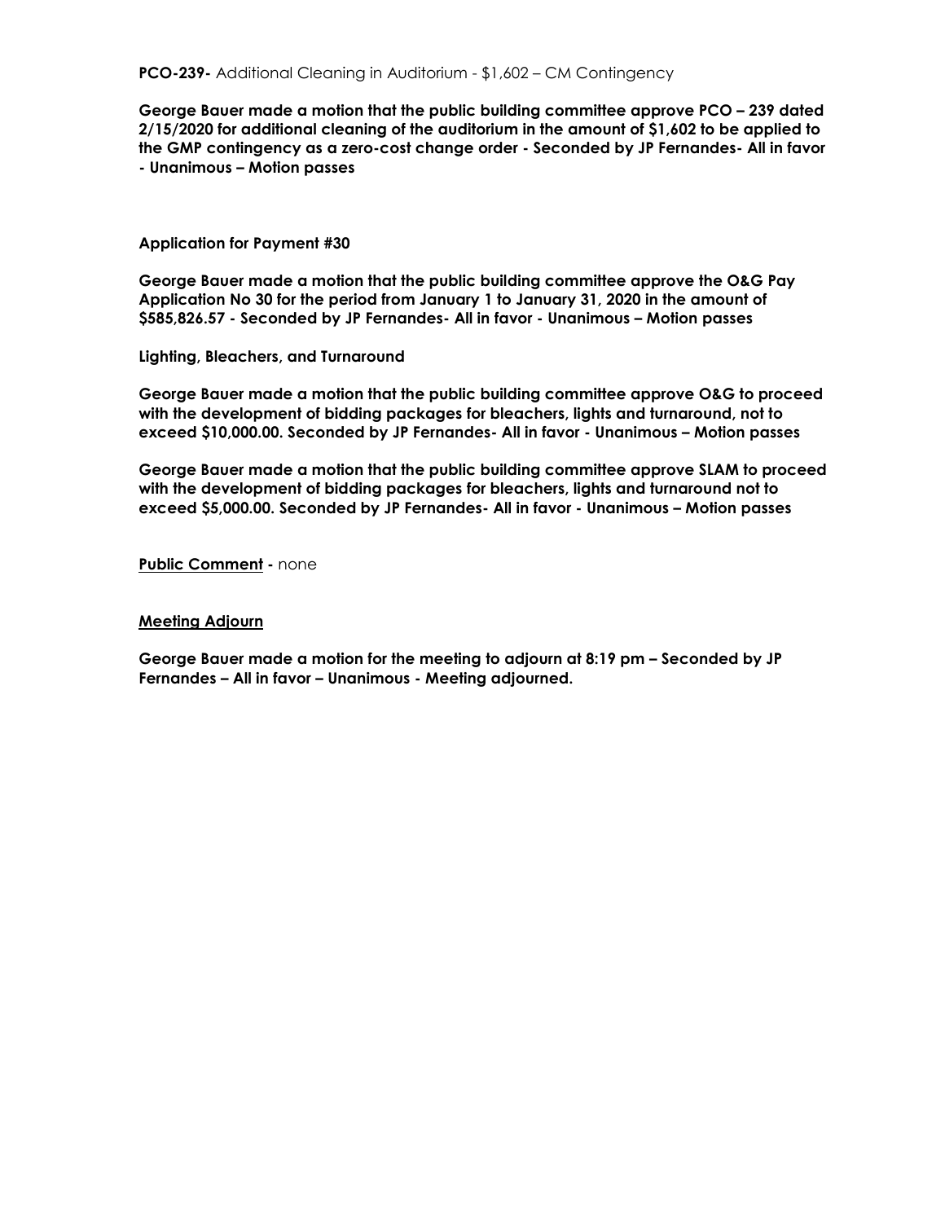**PCO-239-** Additional Cleaning in Auditorium - $1,602 – CM Contingency

**George Bauer made a motion that the public building committee approve PCO – 239 dated 2/15/2020 for additional cleaning of the auditorium in the amount of $1,602 to be applied to the GMP contingency as a zero-cost change order - Seconded by JP Fernandes- All in favor - Unanimous – Motion passes**

**Application for Payment #30**

**George Bauer made a motion that the public building committee approve the O&G Pay Application No 30 for the period from January 1 to January 31, 2020 in the amount of $585,826.57 - Seconded by JP Fernandes- All in favor - Unanimous – Motion passes**

**Lighting, Bleachers, and Turnaround**

**George Bauer made a motion that the public building committee approve O&G to proceed with the development of bidding packages for bleachers, lights and turnaround, not to exceed $10,000.00. Seconded by JP Fernandes- All in favor - Unanimous – Motion passes**

**George Bauer made a motion that the public building committee approve SLAM to proceed with the development of bidding packages for bleachers, lights and turnaround not to exceed $5,000.00. Seconded by JP Fernandes- All in favor - Unanimous – Motion passes**

**Public Comment -** none

**Meeting Adjourn**

**George Bauer made a motion for the meeting to adjourn at 8:19 pm – Seconded by JP Fernandes – All in favor – Unanimous - Meeting adjourned.**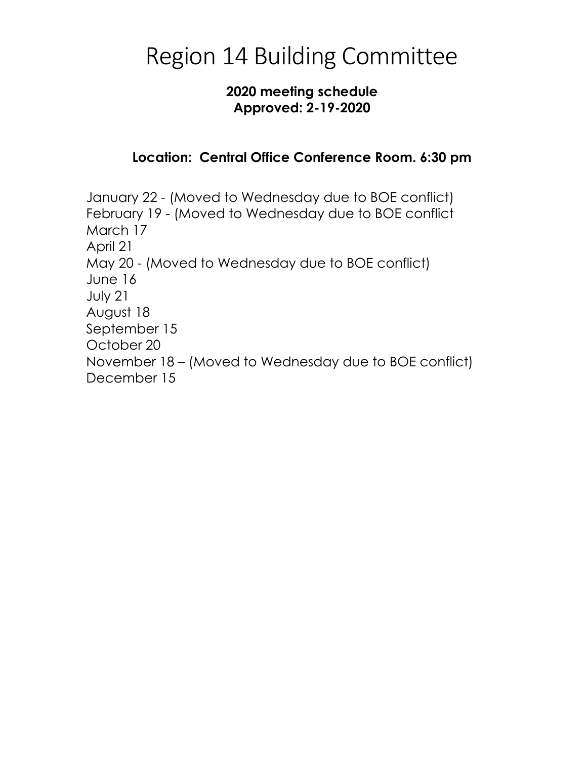# Region 14 Building Committee

**2020 meeting schedule**
**Approved: 2-19-2020**

**Location: Central Office Conference Room. 6:30 pm**

January 22 - (Moved to Wednesday due to BOE conflict)
February 19 - (Moved to Wednesday due to BOE conflict
March 17
April 21
May 20 - (Moved to Wednesday due to BOE conflict)
June 16
July 21
August 18
September 15
October 20
November 18 – (Moved to Wednesday due to BOE conflict)
December 15